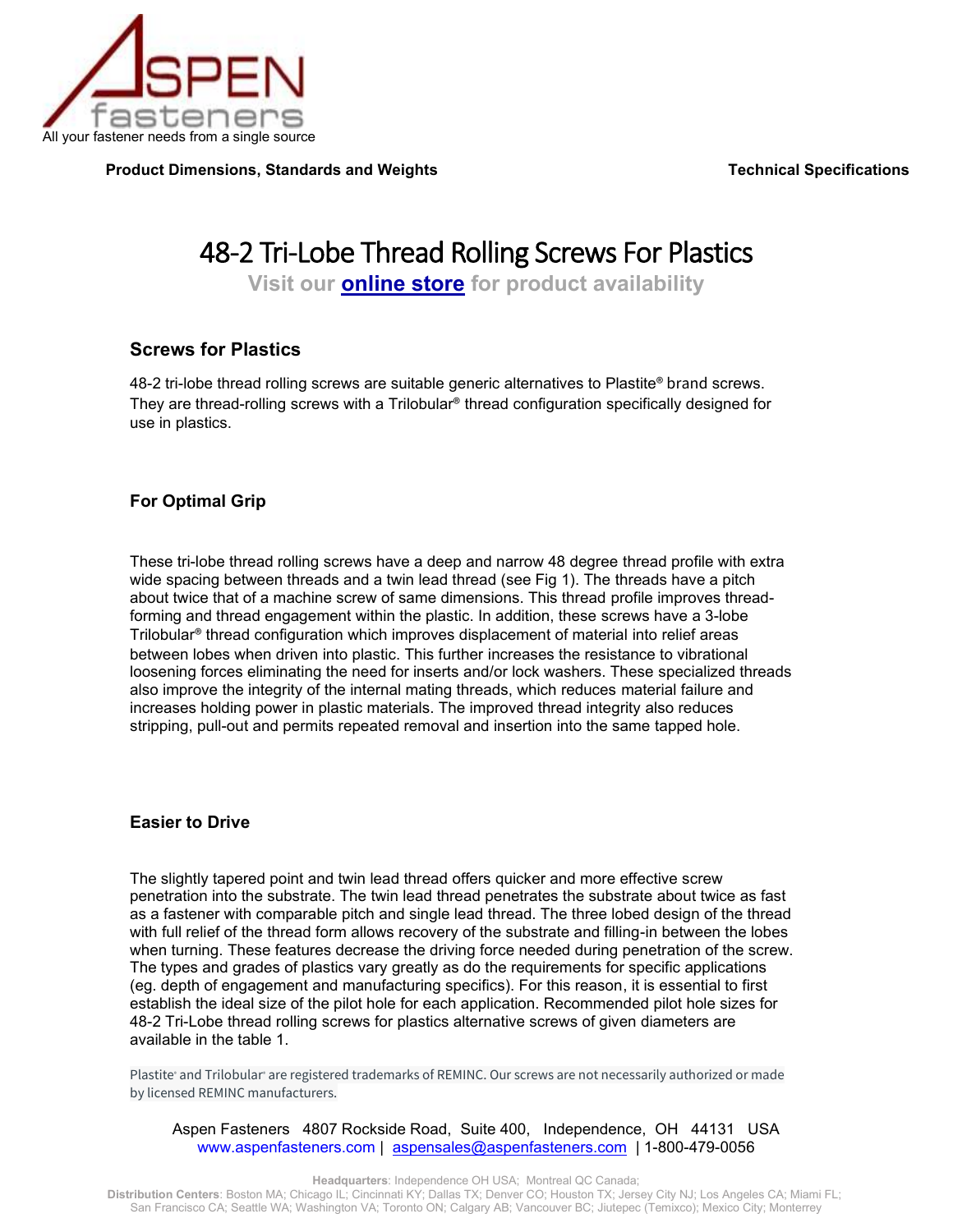All your fastener needs from a single source

**Product Dimensions, Standards and Weights** **Technical Specifications**

# 48-2 Tri-Lobe Thread Rolling Screws For Plastics

**Visit our online store for product availability**

## Screws for Plastics

48-2 tri-lobe thread rolling screws are suitable generic alternatives to Plastite® brand screws. They are thread-rolling screws with a Trilobular® thread configuration specifically designed for use in plastics.

## For Optimal Grip

These tri-lobe thread rolling screws have a deep and narrow 48 degree thread profile with extra wide spacing between threads and a twin lead thread (see Fig 1). The threads have a pitch about twice that of a machine screw of same dimensions. This thread profile improves thread-forming and thread engagement within the plastic. In addition, these screws have a 3-lobe Trilobular® thread configuration which improves displacement of material into relief areas between lobes when driven into plastic. This further increases the resistance to vibrational loosening forces eliminating the need for inserts and/or lock washers. These specialized threads also improve the integrity of the internal mating threads, which reduces material failure and increases holding power in plastic materials. The improved thread integrity also reduces stripping, pull-out and permits repeated removal and insertion into the same tapped hole.

## Easier to Drive

The slightly tapered point and twin lead thread offers quicker and more effective screw penetration into the substrate. The twin lead thread penetrates the substrate about twice as fast as a fastener with comparable pitch and single lead thread. The three lobed design of the thread with full relief of the thread form allows recovery of the substrate and filling-in between the lobes when turning. These features decrease the driving force needed during penetration of the screw. The types and grades of plastics vary greatly as do the requirements for specific applications (eg. depth of engagement and manufacturing specifics). For this reason, it is essential to first establish the ideal size of the pilot hole for each application. Recommended pilot hole sizes for 48-2 Tri-Lobe thread rolling screws for plastics alternative screws of given diameters are available in the table 1.

Plastite® and Trilobular® are registered trademarks of REMINC. Our screws are not necessarily authorized or made by licensed REMINC manufacturers.

Aspen Fasteners 4807 Rockside Road, Suite 400, Independence, OH 44131 USA
www.aspenfasteners.com | aspensales@aspenfasteners.com | 1-800-479-0056

**Headquarters**: Independence OH USA; Montreal QC Canada;
**Distribution Centers**: Boston MA; Chicago IL; Cincinnati KY; Dallas TX; Denver CO; Houston TX; Jersey City NJ; Los Angeles CA; Miami FL; San Francisco CA; Seattle WA; Washington VA; Toronto ON; Calgary AB; Vancouver BC; Jiutepec (Temixco); Mexico City; Monterrey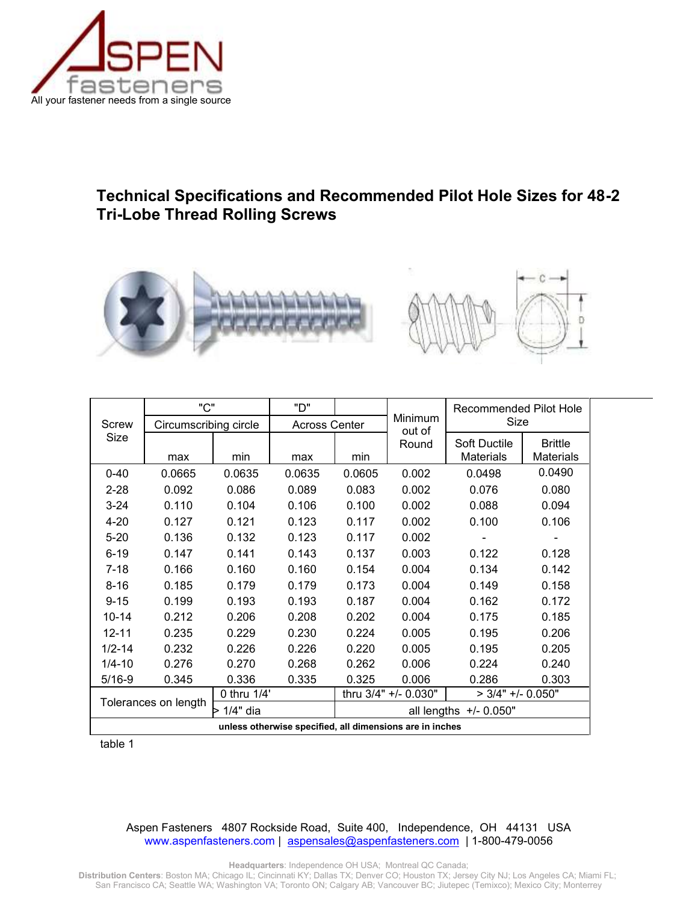# Technical Specifications and Recommended Pilot Hole Sizes for 48-2 Tri-Lobe Thread Rolling Screws

| Screw Size | "C" Circumscribing circle | | "D" Across Center | | Minimum out of Round | Recommended Pilot Hole Size | |
|---|---|---|---|---|---|---|---|
| | max | min | max | min | | Soft Ductile Materials | Brittle Materials |
| 0-40 | 0.0665 | 0.0635 | 0.0635 | 0.0605 | 0.002 | 0.0498 | 0.0490 |
| 2-28 | 0.092 | 0.086 | 0.089 | 0.083 | 0.002 | 0.076 | 0.080 |
| 3-24 | 0.110 | 0.104 | 0.106 | 0.100 | 0.002 | 0.088 | 0.094 |
| 4-20 | 0.127 | 0.121 | 0.123 | 0.117 | 0.002 | 0.100 | 0.106 |
| 5-20 | 0.136 | 0.132 | 0.123 | 0.117 | 0.002 | - | - |
| 6-19 | 0.147 | 0.141 | 0.143 | 0.137 | 0.003 | 0.122 | 0.128 |
| 7-18 | 0.166 | 0.160 | 0.160 | 0.154 | 0.004 | 0.134 | 0.142 |
| 8-16 | 0.185 | 0.179 | 0.179 | 0.173 | 0.004 | 0.149 | 0.158 |
| 9-15 | 0.199 | 0.193 | 0.193 | 0.187 | 0.004 | 0.162 | 0.172 |
| 10-14 | 0.212 | 0.206 | 0.208 | 0.202 | 0.004 | 0.175 | 0.185 |
| 12-11 | 0.235 | 0.229 | 0.230 | 0.224 | 0.005 | 0.195 | 0.206 |
| 1/2-14 | 0.232 | 0.226 | 0.226 | 0.220 | 0.005 | 0.195 | 0.205 |
| 1/4-10 | 0.276 | 0.270 | 0.268 | 0.262 | 0.006 | 0.224 | 0.240 |
| 5/16-9 | 0.345 | 0.336 | 0.335 | 0.325 | 0.006 | 0.286 | 0.303 |
| Tolerances on length | | 0 thru 1/4' | | thru 3/4" +/- 0.030" | | > 3/4" +/- 0.050" | |
| | | > 1/4" dia | | all lengths +/- 0.050" | | | |
| unless otherwise specified, all dimensions are in inches | | | | | | | |

table 1

Aspen Fasteners 4807 Rockside Road, Suite 400, Independence, OH 44131 USA
www.aspenfasteners.com | aspensales@aspenfasteners.com | 1-800-479-0056

**Headquarters**: Independence OH USA; Montreal QC Canada;
**Distribution Centers**: Boston MA; Chicago IL; Cincinnati KY; Dallas TX; Denver CO; Houston TX; Jersey City NJ; Los Angeles CA; Miami FL; San Francisco CA; Seattle WA; Washington VA; Toronto ON; Calgary AB; Vancouver BC; Jiutepec (Temixco); Mexico City; Monterrey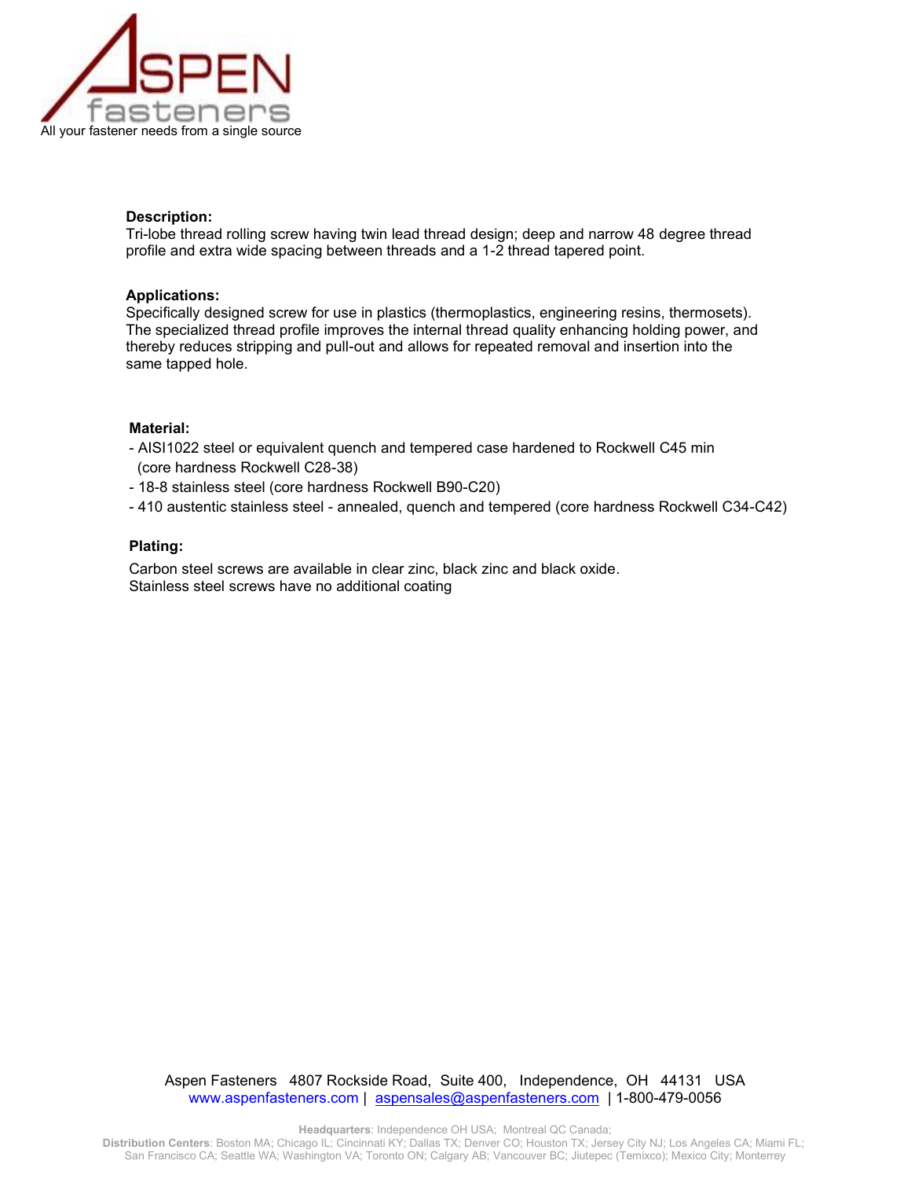## Description:

Tri-lobe thread rolling screw having twin lead thread design; deep and narrow 48 degree thread profile and extra wide spacing between threads and a 1-2 thread tapered point.

## Applications:

Specifically designed screw for use in plastics (thermoplastics, engineering resins, thermosets). The specialized thread profile improves the internal thread quality enhancing holding power, and thereby reduces stripping and pull-out and allows for repeated removal and insertion into the same tapped hole.

## Material:

- AISI1022 steel or equivalent quench and tempered case hardened to Rockwell C45 min (core hardness Rockwell C28-38)
- 18-8 stainless steel (core hardness Rockwell B90-C20)
- 410 austentic stainless steel - annealed, quench and tempered (core hardness Rockwell C34-C42)

## Plating:

Carbon steel screws are available in clear zinc, black zinc and black oxide.
Stainless steel screws have no additional coating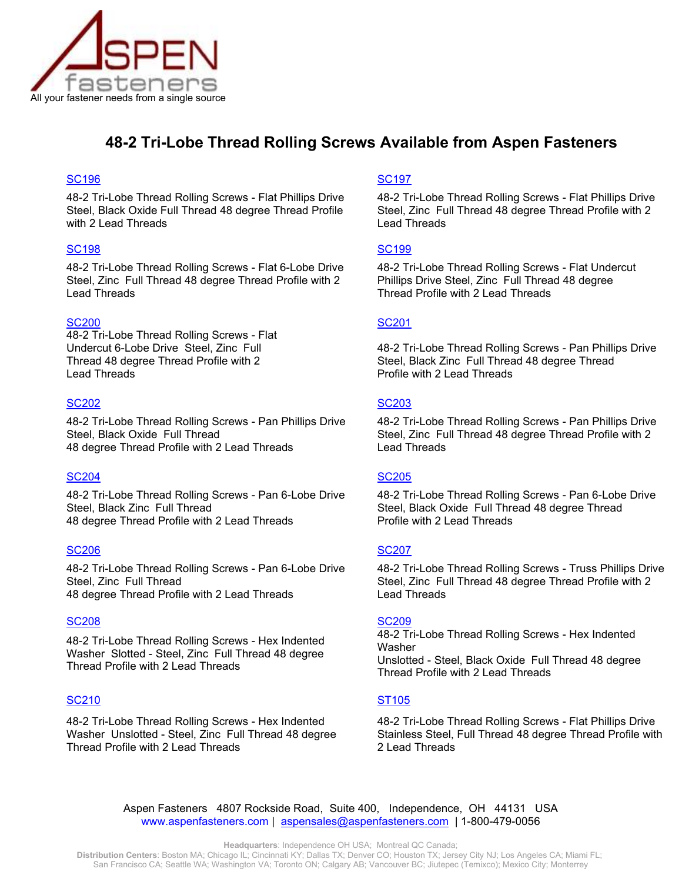ASPEN fasteners

All your fastener needs from a single source

# 48-2 Tri-Lobe Thread Rolling Screws Available from Aspen Fasteners

[SC196](#)

48-2 Tri-Lobe Thread Rolling Screws - Flat Phillips Drive Steel, Black Oxide Full Thread 48 degree Thread Profile with 2 Lead Threads

[SC197](#)

48-2 Tri-Lobe Thread Rolling Screws - Flat Phillips Drive Steel, Zinc Full Thread 48 degree Thread Profile with 2 Lead Threads

[SC198](#)

48-2 Tri-Lobe Thread Rolling Screws - Flat 6-Lobe Drive Steel, Zinc Full Thread 48 degree Thread Profile with 2 Lead Threads

[SC199](#)

48-2 Tri-Lobe Thread Rolling Screws - Flat Undercut Phillips Drive Steel, Zinc Full Thread 48 degree Thread Profile with 2 Lead Threads

[SC200](#)

48-2 Tri-Lobe Thread Rolling Screws - Flat Undercut 6-Lobe Drive Steel, Zinc Full Thread 48 degree Thread Profile with 2 Lead Threads

[SC201](#)

48-2 Tri-Lobe Thread Rolling Screws - Pan Phillips Drive Steel, Black Zinc Full Thread 48 degree Thread Profile with 2 Lead Threads

[SC202](#)

48-2 Tri-Lobe Thread Rolling Screws - Pan Phillips Drive Steel, Black Oxide Full Thread 48 degree Thread Profile with 2 Lead Threads

[SC203](#)

48-2 Tri-Lobe Thread Rolling Screws - Pan Phillips Drive Steel, Zinc Full Thread 48 degree Thread Profile with 2 Lead Threads

[SC204](#)

48-2 Tri-Lobe Thread Rolling Screws - Pan 6-Lobe Drive Steel, Black Zinc Full Thread 48 degree Thread Profile with 2 Lead Threads

[SC205](#)

48-2 Tri-Lobe Thread Rolling Screws - Pan 6-Lobe Drive Steel, Black Oxide Full Thread 48 degree Thread Profile with 2 Lead Threads

[SC206](#)

48-2 Tri-Lobe Thread Rolling Screws - Pan 6-Lobe Drive Steel, Zinc Full Thread 48 degree Thread Profile with 2 Lead Threads

[SC207](#)

48-2 Tri-Lobe Thread Rolling Screws - Truss Phillips Drive Steel, Zinc Full Thread 48 degree Thread Profile with 2 Lead Threads

[SC208](#)

48-2 Tri-Lobe Thread Rolling Screws - Hex Indented Washer Slotted - Steel, Zinc Full Thread 48 degree Thread Profile with 2 Lead Threads

[SC209](#)

48-2 Tri-Lobe Thread Rolling Screws - Hex Indented Washer Unslotted - Steel, Black Oxide Full Thread 48 degree Thread Profile with 2 Lead Threads

[SC210](#)

48-2 Tri-Lobe Thread Rolling Screws - Hex Indented Washer Unslotted - Steel, Zinc Full Thread 48 degree Thread Profile with 2 Lead Threads

[ST105](#)

48-2 Tri-Lobe Thread Rolling Screws - Flat Phillips Drive Stainless Steel, Full Thread 48 degree Thread Profile with 2 Lead Threads

Aspen Fasteners 4807 Rockside Road, Suite 400, Independence, OH 44131 USA
www.aspenfasteners.com | aspensales@aspenfasteners.com | 1-800-479-0056

**Headquarters**: Independence OH USA; Montreal QC Canada;
**Distribution Centers**: Boston MA; Chicago IL; Cincinnati KY; Dallas TX; Denver CO; Houston TX; Jersey City NJ; Los Angeles CA; Miami FL; San Francisco CA; Seattle WA; Washington VA; Toronto ON; Calgary AB; Vancouver BC; Jiutepec (Temixco); Mexico City; Monterrey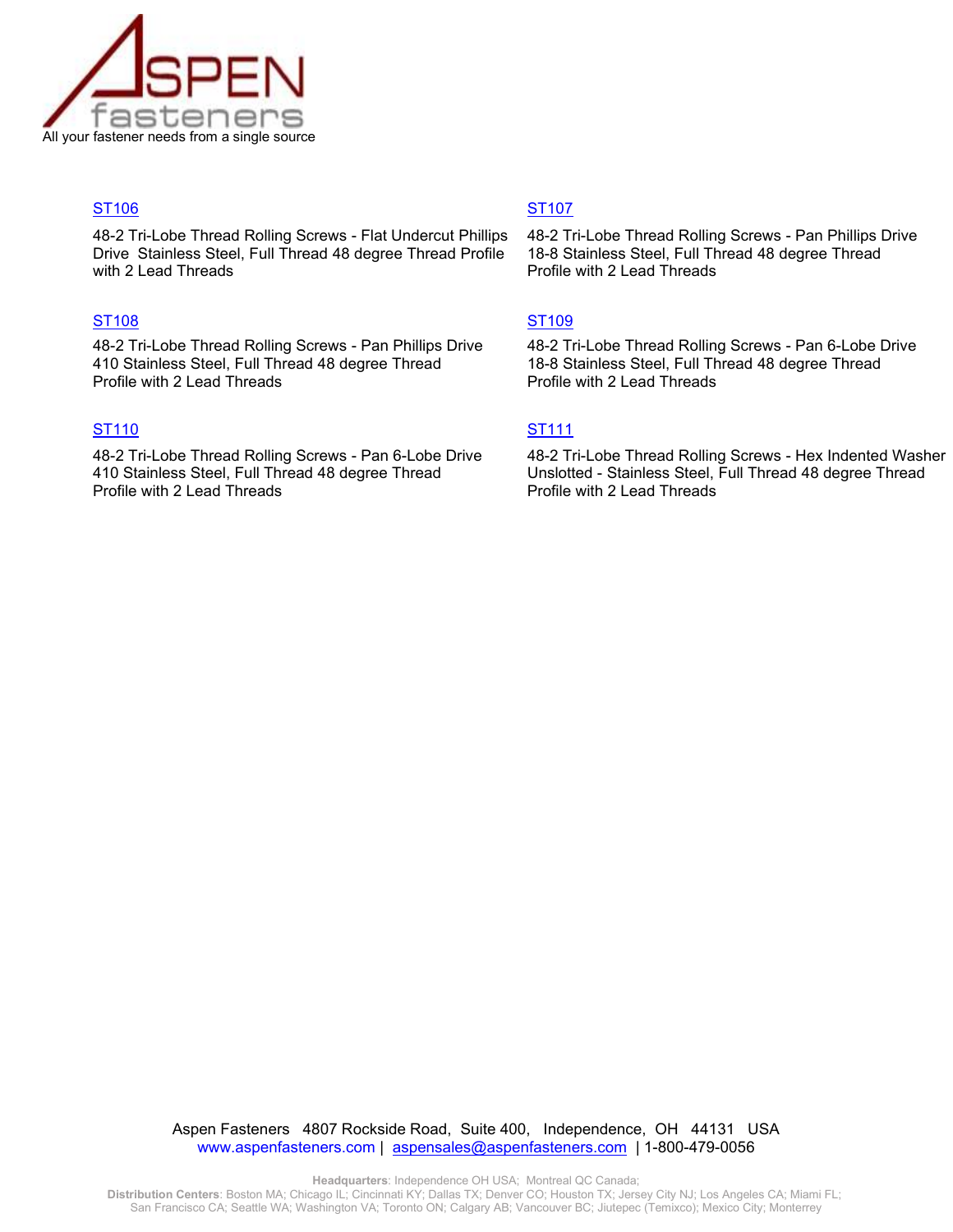All your fastener needs from a single source

ST106

48-2 Tri-Lobe Thread Rolling Screws - Flat Undercut Phillips Drive Stainless Steel, Full Thread 48 degree Thread Profile with 2 Lead Threads

ST107

48-2 Tri-Lobe Thread Rolling Screws - Pan Phillips Drive 18-8 Stainless Steel, Full Thread 48 degree Thread Profile with 2 Lead Threads

ST108

48-2 Tri-Lobe Thread Rolling Screws - Pan Phillips Drive 410 Stainless Steel, Full Thread 48 degree Thread Profile with 2 Lead Threads

ST109

48-2 Tri-Lobe Thread Rolling Screws - Pan 6-Lobe Drive 18-8 Stainless Steel, Full Thread 48 degree Thread Profile with 2 Lead Threads

ST110

48-2 Tri-Lobe Thread Rolling Screws - Pan 6-Lobe Drive 410 Stainless Steel, Full Thread 48 degree Thread Profile with 2 Lead Threads

ST111

48-2 Tri-Lobe Thread Rolling Screws - Hex Indented Washer Unslotted - Stainless Steel, Full Thread 48 degree Thread Profile with 2 Lead Threads

Aspen Fasteners 4807 Rockside Road, Suite 400, Independence, OH 44131 USA
www.aspenfasteners.com | aspensales@aspenfasteners.com | 1-800-479-0056

**Headquarters**: Independence OH USA; Montreal QC Canada;
**Distribution Centers**: Boston MA; Chicago IL; Cincinnati KY; Dallas TX; Denver CO; Houston TX; Jersey City NJ; Los Angeles CA; Miami FL; San Francisco CA; Seattle WA; Washington VA; Toronto ON; Calgary AB; Vancouver BC; Jiutepec (Temixco); Mexico City; Monterrey